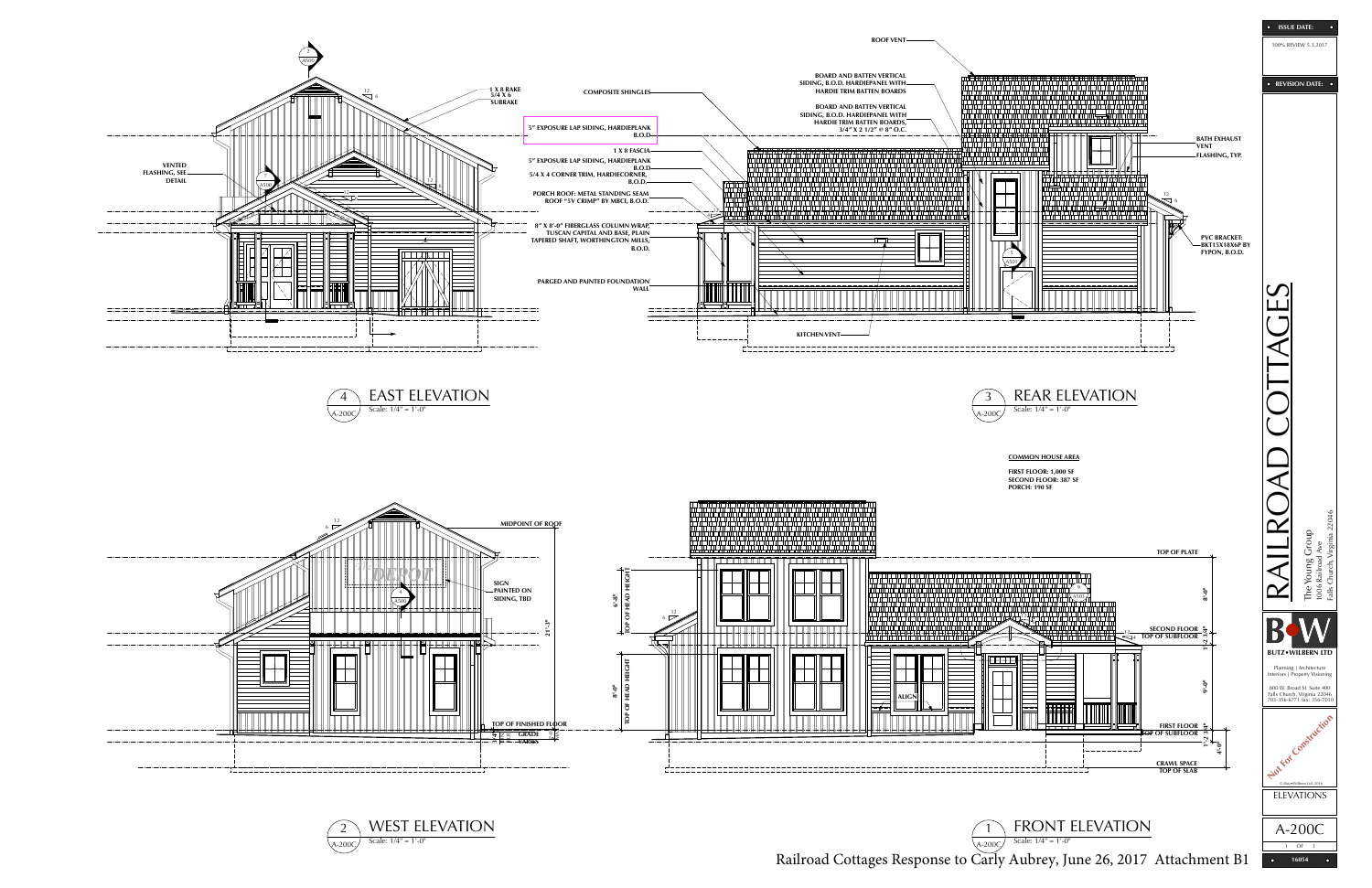# RAILROAD COTTAGES

The Young Group
1006 Railroad Ave
Falls Church, Virginia 22046

**ISSUE DATE:** 100% REVIEW 5.3.2017

**REVISION DATE:**

**BUTZ•WILBERN LTD**
Planning | Architecture
Interiors | Property Visioning
800 W. Broad St. Suite 400
Falls Church, Virginia 22046
703-356-6771 fax: 356-7010

Not For Construction

ELEVATIONS

A-200C

16054

## 4 EAST ELEVATION

Scale: 1/4" = 1'-0"

- 1 X 8 RAKE 5/4 X 6 SUBRAKE
- COMPOSITE SHINGLES
- 5" EXPOSURE LAP SIDING, HARDIEPLANK B.O.D.
- VENTED FLASHING, SEE DETAIL
- 1 X 8 FASCIA
- 5" EXPOSURE LAP SIDING, HARDIEPLANK B.O.D.
- 5/4 X 4 CORNER TRIM, HARDIECORNER, B.O.D.
- PORCH ROOF: METAL STANDING SEAM ROOF "5V CRIMP" BY MBCI, B.O.D.
- 8" X 8'-0" FIBERGLASS COLUMN WRAP, TUSCAN CAPITAL AND BASE, PLAIN TAPERED SHAFT, WORTHINGTON MILLS, B.O.D.
- PARGED AND PAINTED FOUNDATION WALL

## 3 REAR ELEVATION

Scale: 1/4" = 1'-0"

- ROOF VENT
- BOARD AND BATTEN VERTICAL SIDING, B.O.D. HARDIEPANEL WITH HARDIE TRIM BATTEN BOARDS
- BOARD AND BATTEN VERTICAL SIDING, B.O.D. HARDIEPANEL WITH HARDIE TRIM BATTEN BOARDS, 3/4" X 2 1/2" @ 8" O.C.
- BATH EXHAUST VENT
- FLASHING, TYP.
- PVC BRACKET: BKT15X18X6P BY FYPON, B.O.D.
- KITCHEN VENT

**COMMON HOUSE AREA**

**FIRST FLOOR: 1,000 SF**
**SECOND FLOOR: 387 SF**
**PORCH: 190 SF**

## 2 WEST ELEVATION

Scale: 1/4" = 1'-0"

- MIDPOINT OF ROOF
- The DEPOT
- SIGN PAINTED ON SIDING, TBD
- 21'-3"
- TOP OF FINISHED FLOOR
- GRADE
- GRADE

## 1 FRONT ELEVATION

Scale: 1/4" = 1'-0"

- TOP OF HEAD HEIGHT 6'-8"
- TOP OF HEAD HEIGHT 8'-0"
- ALIGN
- TOP OF PLATE 8'-0"
- SECOND FLOOR / TOP OF SUBFLOOR 1'-3 3/4"
- 9'-0"
- FIRST FLOOR / TOP OF SUBFLOOR 1'-2 3/4"
- 4'-0"
- CRAWL SPACE / TOP OF SLAB

Railroad Cottages Response to Carly Aubrey, June 26, 2017 Attachment B1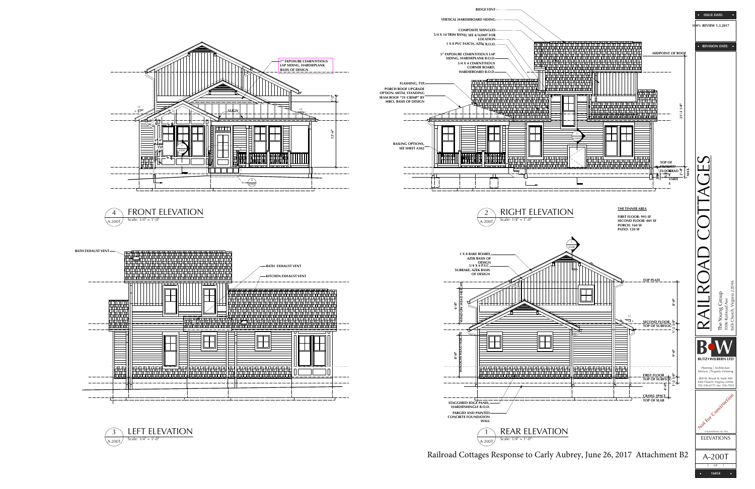## 4 FRONT ELEVATION
A-200T
Scale: 1/4" = 1'-0"

- 7" EXPOSURE CEMENTITIOUS LAP SIDING, HARDIEPLANK BASIS OF DESIGN
- ALIGN
- 12'-6"

## 2 RIGHT ELEVATION
A-200T
Scale: 1/4" = 1'-0"

- RIDGE VENT
- VERTICAL HARDIEBOARD SIDING
- COMPOSITE SHINGLES
- 5/4 X 14 TRIM BAND, SEE 4/A200T FOR LOCATION
- 1 X 8 PVC FASCIA, AZEK B.O.D.
- 5" EXPOSURE CEMENTITIOUS LAP SIDING, HARDIEPLANK B.O.D.
- 5/4 X 4 CEMENTITIOUS CORNER BOARD, HARDIEBOARD B.O.D.
- FLASHING, TYP.
- PORCH ROOF UPGRADE OPTION: METAL STANDING SEAM ROOF "5V CRIMP" BY MBCI, BASIS OF DESIGN
- RAILING OPTIONS, SEE SHEET A502
- MIDPOINT OF ROOF
- 21'-3 1/4"
- TOP OF FINISHED FLOOR
- GRADE VARIES
- 2'-0" MAX

**THE TINNER AREA**

FIRST FLOOR: 993 SF
SECOND FLOOR: 401 SF
PORCH: 160 SF
PATIO: 120 SF

## 3 LEFT ELEVATION
A-200T
Scale: 1/4" = 1'-0"

- BATH EXHAUST VENT
- BATH EXHAUST VENT
- KITCHEN EXHAUST VENT

## 1 REAR ELEVATION
A-200T
Scale: 1/4" = 1'-0"

- 1 X 8 RAKE BOARD, AZEK BASIS OF DESIGN
- 5/4 X 6 P.V.C. SUBRAKE, AZEK BASIS OF DESIGN
- WINDOW HEAD HEIGHT 6'-8"
- WINDOW HEAD HEIGHT 8'-0"
- TOP PLATE
- 8'-0"
- SECOND FLOOR TOP OF SUBFLOOR
- 1'-2 3/4"
- 9'-0"
- FIRST FLOOR TOP OF SUBFLOOR
- 1'-2 3/4"
- 4'-0"
- CRAWL SPACE TOP OF SLAB
- STAGGERED EDGE PANEL, HARDIESHINGLE B.O.D.
- PARGED AND PAINTED CONCRETE FOUNDATION WALL

Railroad Cottages Response to Carly Aubrey, June 26, 2017 Attachment B2

ISSUE DATE: 100% REVIEW 5.3.2017

REVISION DATE:

# RAILROAD COTTAGES

The Young Group
1006 Railroad Ave
Falls Church, Virginia 22046

BUTZ•WILBERN LTD
Planning | Architecture
Interiors | Property Visioning
800 W. Broad St. Suite 400
Falls Church, Virginia 22046
703-356-6771 fax: 356-7010

Not For Construction

ELEVATIONS

A-200T

16054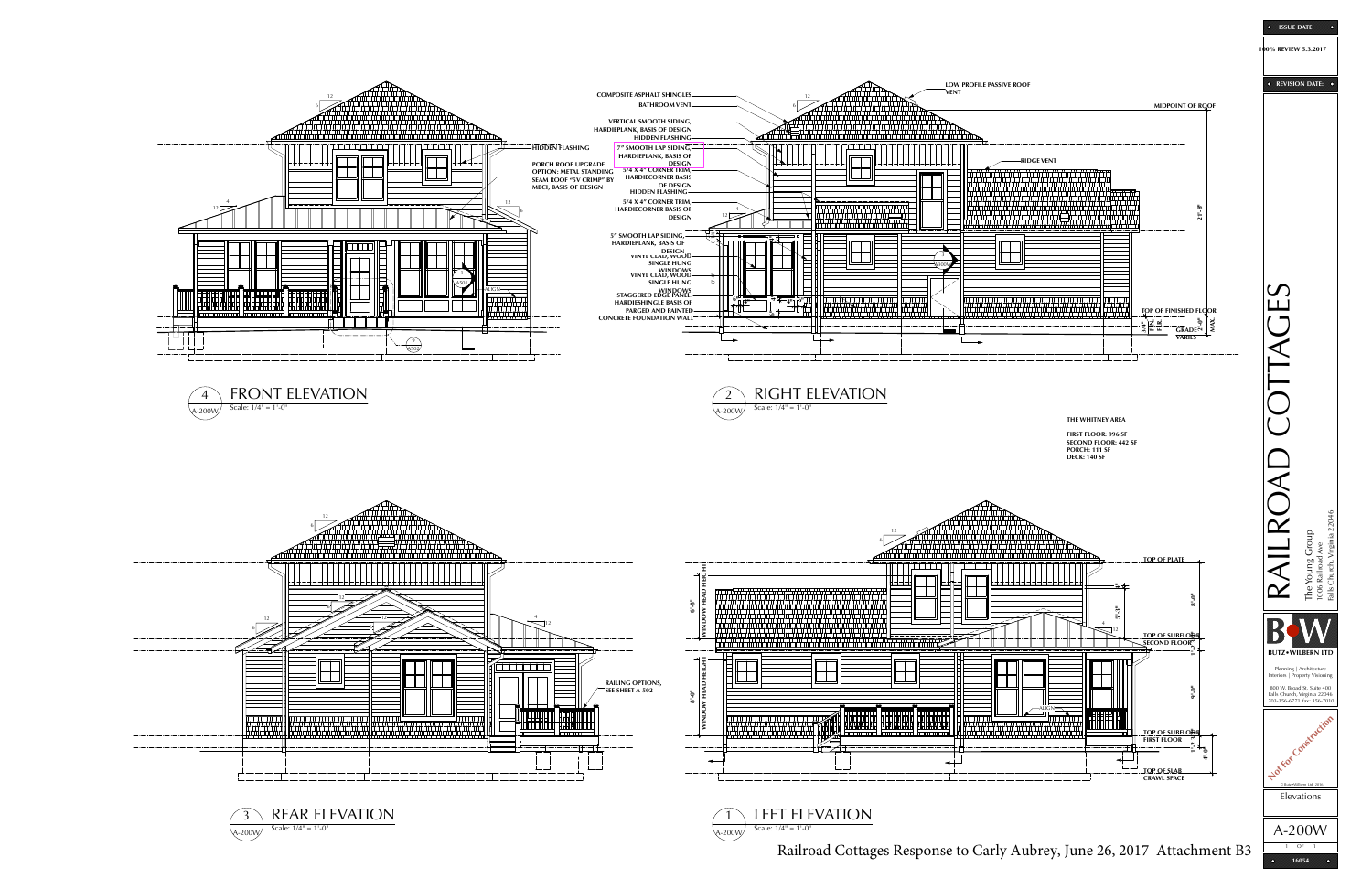ISSUE DATE:

100% REVIEW 5.3.2017

REVISION DATE:

COMPOSITE ASPHALT SHINGLES
BATHROOM VENT
VERTICAL SMOOTH SIDING, HARDIEPLANK, BASIS OF DESIGN
HIDDEN FLASHING
7" SMOOTH LAP SIDING, HARDIEPLANK, BASIS OF DESIGN
5/4 X 4" CORNER TRIM, HARDIECORNER BASIS OF DESIGN
HIDDEN FLASHING
5/4 X 4" CORNER TRIM, HARDIECORNER BASIS OF DESIGN
5" SMOOTH LAP SIDING, HARDIEPLANK, BASIS OF DESIGN
VINYL CLAD, WOOD SINGLE HUNG WINDOWS
VINYL CLAD, WOOD SINGLE HUNG WINDOWS
STAGGERED EDGE PANEL, HARDIESHINGLE BASIS OF
PARGED AND PAINTED CONCRETE FOUNDATION WALL

HIDDEN FLASHING

PORCH ROOF UPGRADE OPTION: METAL STANDING SEAM ROOF "5V CRIMP" BY MBCI, BASIS OF DESIGN

LOW PROFILE PASSIVE ROOF VENT

MIDPOINT OF ROOF

RIDGE VENT

21'-8"

TOP OF FINISHED FLOOR

GRADE VARIES

MAX

4 FRONT ELEVATION
A-200W
Scale: 1/4" = 1'-0"

2 RIGHT ELEVATION
A-200W
Scale: 1/4" = 1'-0"

**THE WHITNEY AREA**

FIRST FLOOR: 996 SF
SECOND FLOOR: 442 SF
PORCH: 111 SF
DECK: 140 SF

RAILING OPTIONS, SEE SHEET A-502

WINDOW HEAD HEIGHT 6'-8"

WINDOW HEAD HEIGHT 8'-0"

TOP OF PLATE

8'-0"

TOP OF SUBFLOOR SECOND FLOOR

9'-0"

TOP OF SUBFLOOR FIRST FLOOR

TOP OF SLAB CRAWL SPACE

3 REAR ELEVATION
A-200W
Scale: 1/4" = 1'-0"

1 LEFT ELEVATION
A-200W
Scale: 1/4" = 1'-0"

# RAILROAD COTTAGES

The Young Group
100X Railroad Ave
Falls Church, Virginia 22046

BUTZ•WILBERN LTD

Planning | Architecture
Interiors | Property Visioning

800 W. Broad St. Suite 400
Falls Church, Virginia 22046
703-356-6771 fax: 356-7010

Not For Construction

Elevations

A-200W

16054

Railroad Cottages Response to Carly Aubrey, June 26, 2017 Attachment B3